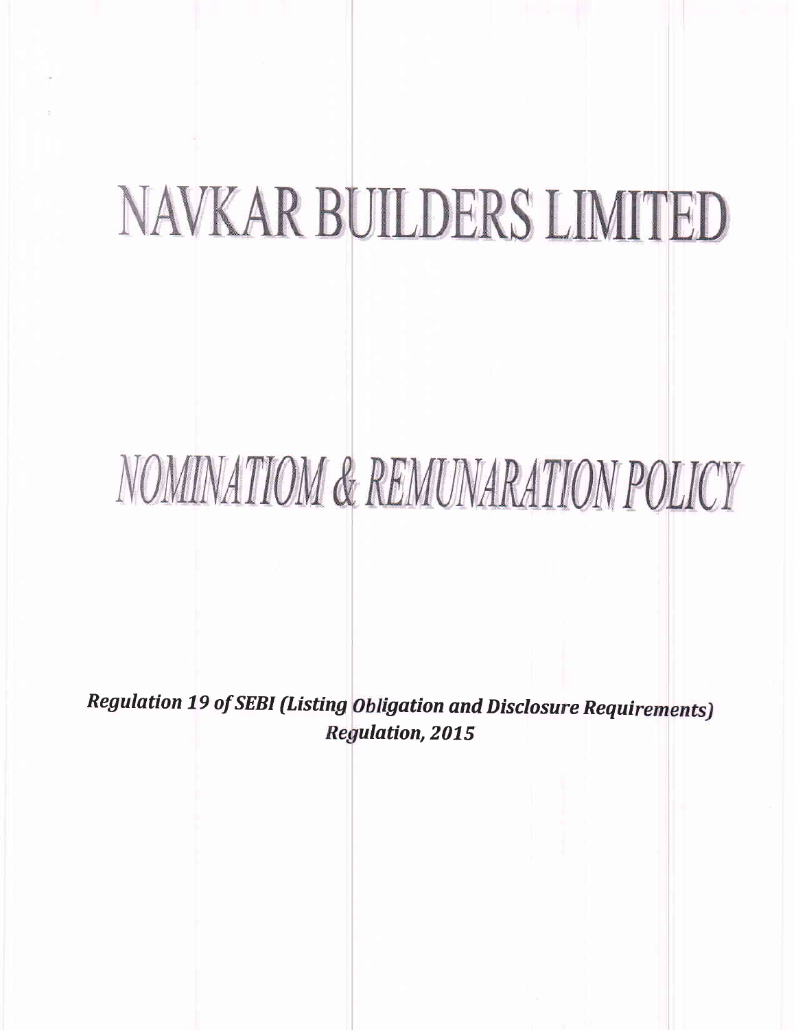# NAVKAR BUILDERS LIMITED

# NOMINATIOM & REMUNARATION POLICY

***Regulation 19 of SEBI (Listing Obligation and Disclosure Requirements) Regulation, 2015***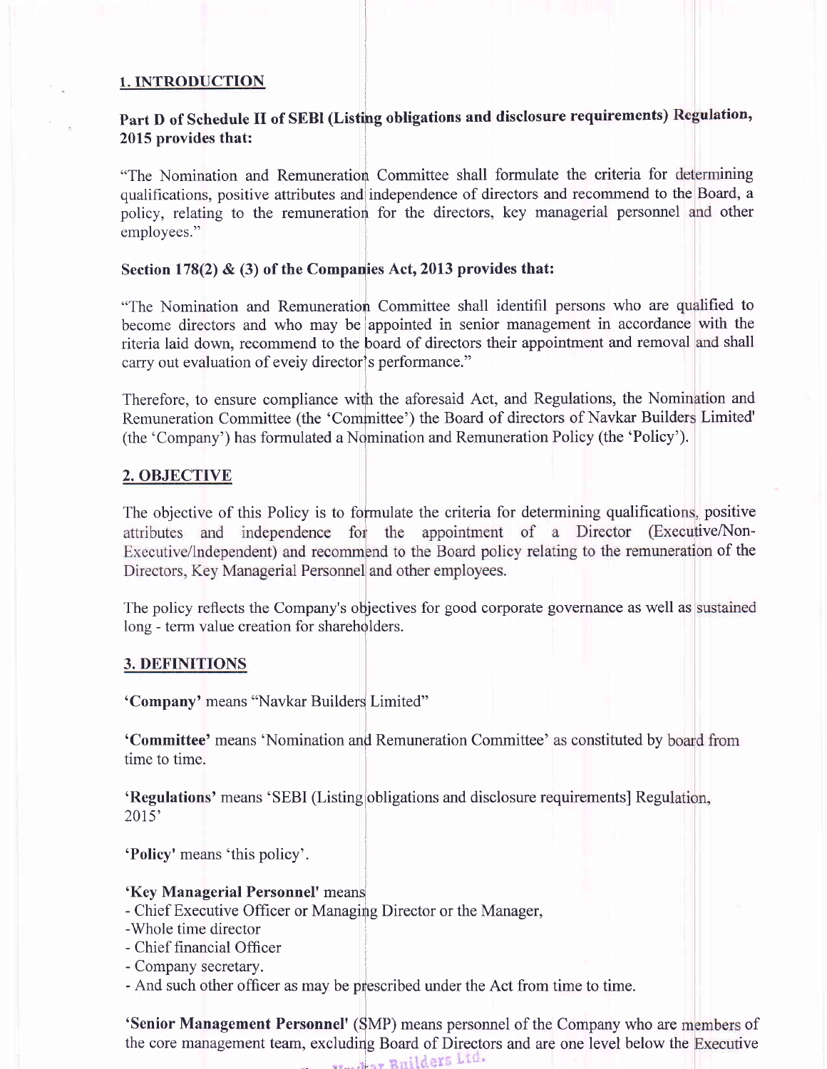## 1. INTRODUCTION

**Part D of Schedule II of SEBI (Listing obligations and disclosure requirements) Regulation, 2015 provides that:**

"The Nomination and Remuneration Committee shall formulate the criteria for determining qualifications, positive attributes and independence of directors and recommend to the Board, a policy, relating to the remuneration for the directors, key managerial personnel and other employees."

**Section 178(2) & (3) of the Companies Act, 2013 provides that:**

"The Nomination and Remuneration Committee shall identifil persons who are qualified to become directors and who may be appointed in senior management in accordance with the riteria laid down, recommend to the board of directors their appointment and removal and shall carry out evaluation of eveiy director's performance."

Therefore, to ensure compliance with the aforesaid Act, and Regulations, the Nomination and Remuneration Committee (the 'Committee') the Board of directors of Navkar Builders Limited' (the 'Company') has formulated a Nomination and Remuneration Policy (the 'Policy').

## 2. OBJECTIVE

The objective of this Policy is to formulate the criteria for determining qualifications, positive attributes and independence for the appointment of a Director (Executive/Non-Executive/Independent) and recommend to the Board policy relating to the remuneration of the Directors, Key Managerial Personnel and other employees.

The policy reflects the Company's objectives for good corporate governance as well as sustained long - term value creation for shareholders.

## 3. DEFINITIONS

**'Company'** means "Navkar Builders Limited"

**'Committee'** means 'Nomination and Remuneration Committee' as constituted by board from time to time.

**'Regulations'** means 'SEBI (Listing obligations and disclosure requirements] Regulation, 2015'

**'Policy'** means 'this policy'.

**'Key Managerial Personnel'** means

- Chief Executive Officer or Managing Director or the Manager,
- Whole time director
- Chief financial Officer
- Company secretary.
- And such other officer as may be prescribed under the Act from time to time.

**'Senior Management Personnel'** (SMP) means personnel of the Company who are members of the core management team, excluding Board of Directors and are one level below the Executive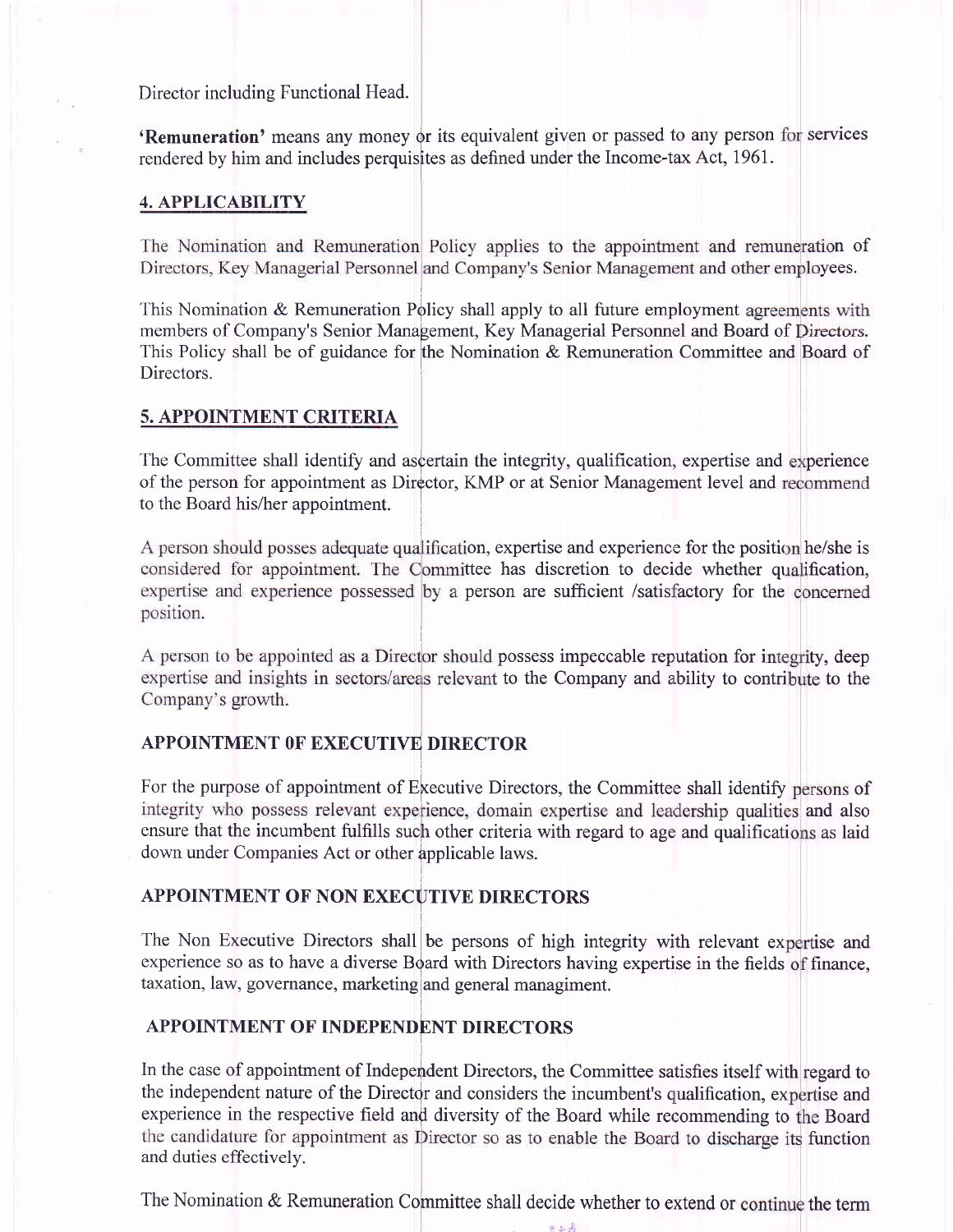Director including Functional Head.

**'Remuneration'** means any money or its equivalent given or passed to any person for services rendered by him and includes perquisites as defined under the Income-tax Act, 1961.

## 4. APPLICABILITY

The Nomination and Remuneration Policy applies to the appointment and remuneration of Directors, Key Managerial Personnel and Company's Senior Management and other employees.

This Nomination & Remuneration Policy shall apply to all future employment agreements with members of Company's Senior Management, Key Managerial Personnel and Board of Directors. This Policy shall be of guidance for the Nomination & Remuneration Committee and Board of Directors.

## 5. APPOINTMENT CRITERIA

The Committee shall identify and ascertain the integrity, qualification, expertise and experience of the person for appointment as Director, KMP or at Senior Management level and recommend to the Board his/her appointment.

A person should posses adequate qualification, expertise and experience for the position he/she is considered for appointment. The Committee has discretion to decide whether qualification, expertise and experience possessed by a person are sufficient /satisfactory for the concerned position.

A person to be appointed as a Director should possess impeccable reputation for integrity, deep expertise and insights in sectors/areas relevant to the Company and ability to contribute to the Company's growth.

### APPOINTMENT 0F EXECUTIVE DIRECTOR

For the purpose of appointment of Executive Directors, the Committee shall identify persons of integrity who possess relevant experience, domain expertise and leadership qualities and also ensure that the incumbent fulfills such other criteria with regard to age and qualifications as laid down under Companies Act or other applicable laws.

### APPOINTMENT OF NON EXECUTIVE DIRECTORS

The Non Executive Directors shall be persons of high integrity with relevant expertise and experience so as to have a diverse Board with Directors having expertise in the fields of finance, taxation, law, governance, marketing and general managiment.

### APPOINTMENT OF INDEPENDENT DIRECTORS

In the case of appointment of Independent Directors, the Committee satisfies itself with regard to the independent nature of the Director and considers the incumbent's qualification, expertise and experience in the respective field and diversity of the Board while recommending to the Board the candidature for appointment as Director so as to enable the Board to discharge its function and duties effectively.

The Nomination & Remuneration Committee shall decide whether to extend or continue the term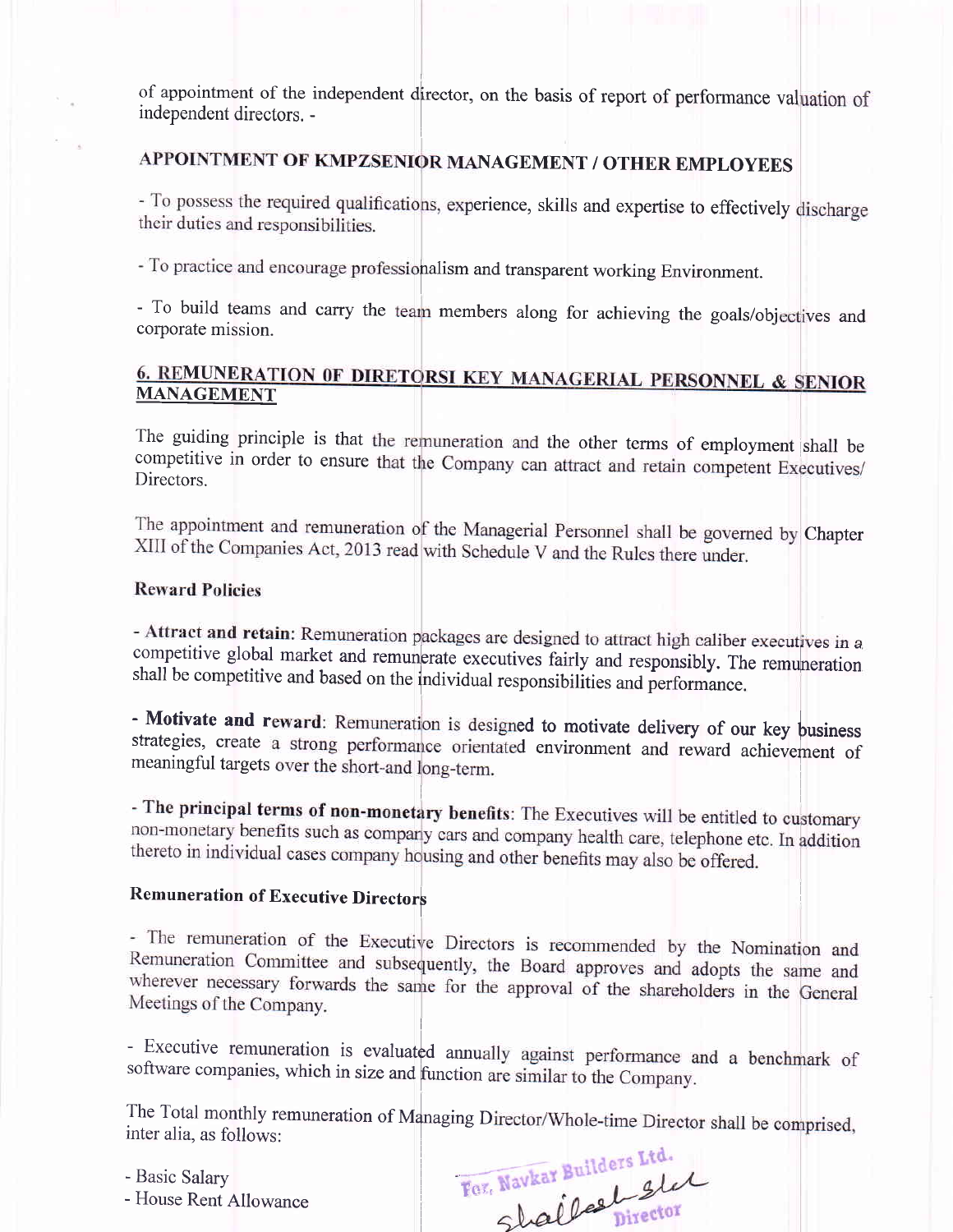of appointment of the independent director, on the basis of report of performance valuation of independent directors. -

## APPOINTMENT OF KMPZSENIOR MANAGEMENT / OTHER EMPLOYEES

- To possess the required qualifications, experience, skills and expertise to effectively discharge their duties and responsibilities.

- To practice and encourage professionalism and transparent working Environment.

- To build teams and carry the team members along for achieving the goals/objectives and corporate mission.

## 6. REMUNERATION 0F DIRETORSI KEY MANAGERIAL PERSONNEL & SENIOR MANAGEMENT

The guiding principle is that the remuneration and the other terms of employment shall be competitive in order to ensure that the Company can attract and retain competent Executives/ Directors.

The appointment and remuneration of the Managerial Personnel shall be governed by Chapter XIII of the Companies Act, 2013 read with Schedule V and the Rules there under.

### Reward Policies

- **Attract and retain**: Remuneration packages are designed to attract high caliber executives in a competitive global market and remunerate executives fairly and responsibly. The remuneration shall be competitive and based on the individual responsibilities and performance.

- **Motivate and reward**: Remuneration is designed to motivate delivery of our key business strategies, create a strong performance orientated environment and reward achievement of meaningful targets over the short-and long-term.

- **The principal terms of non-monetary benefits**: The Executives will be entitled to customary non-monetary benefits such as company cars and company health care, telephone etc. In addition thereto in individual cases company housing and other benefits may also be offered.

### Remuneration of Executive Directors

- The remuneration of the Executive Directors is recommended by the Nomination and Remuneration Committee and subsequently, the Board approves and adopts the same and wherever necessary forwards the same for the approval of the shareholders in the General Meetings of the Company.

- Executive remuneration is evaluated annually against performance and a benchmark of software companies, which in size and function are similar to the Company.

The Total monthly remuneration of Managing Director/Whole-time Director shall be comprised, inter alia, as follows:

- Basic Salary
- House Rent Allowance

For, Navkar Builders Ltd.

Director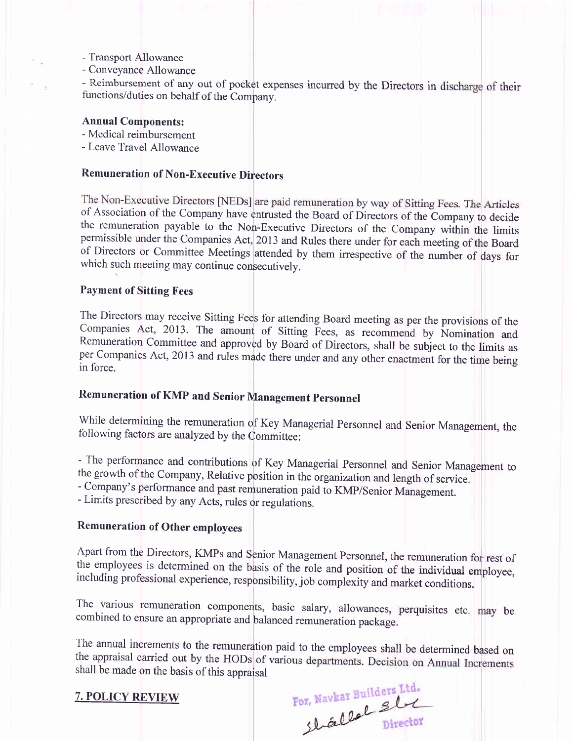- Transport Allowance
- Conveyance Allowance
- Reimbursement of any out of pocket expenses incurred by the Directors in discharge of their functions/duties on behalf of the Company.

**Annual Components:**

- Medical reimbursement
- Leave Travel Allowance

### Remuneration of Non-Executive Directors

The Non-Executive Directors [NEDs] are paid remuneration by way of Sitting Fees. The Articles of Association of the Company have entrusted the Board of Directors of the Company to decide the remuneration payable to the Non-Executive Directors of the Company within the limits permissible under the Companies Act, 2013 and Rules there under for each meeting of the Board of Directors or Committee Meetings attended by them irrespective of the number of days for which such meeting may continue consecutively.

### Payment of Sitting Fees

The Directors may receive Sitting Fees for attending Board meeting as per the provisions of the Companies Act, 2013. The amount of Sitting Fees, as recommend by Nomination and Remuneration Committee and approved by Board of Directors, shall be subject to the limits as per Companies Act, 2013 and rules made there under and any other enactment for the time being in force.

### Remuneration of KMP and Senior Management Personnel

While determining the remuneration of Key Managerial Personnel and Senior Management, the following factors are analyzed by the Committee:

- The performance and contributions of Key Managerial Personnel and Senior Management to the growth of the Company, Relative position in the organization and length of service.
- Company's performance and past remuneration paid to KMP/Senior Management.
- Limits prescribed by any Acts, rules or regulations.

### Remuneration of Other employees

Apart from the Directors, KMPs and Senior Management Personnel, the remuneration for rest of the employees is determined on the basis of the role and position of the individual employee, including professional experience, responsibility, job complexity and market conditions.

The various remuneration components, basic salary, allowances, perquisites etc. may be combined to ensure an appropriate and balanced remuneration package.

The annual increments to the remuneration paid to the employees shall be determined based on the appraisal carried out by the HODs of various departments. Decision on Annual Increments shall be made on the basis of this appraisal

## 7. POLICY REVIEW

For, Navkar Builders Ltd.

Director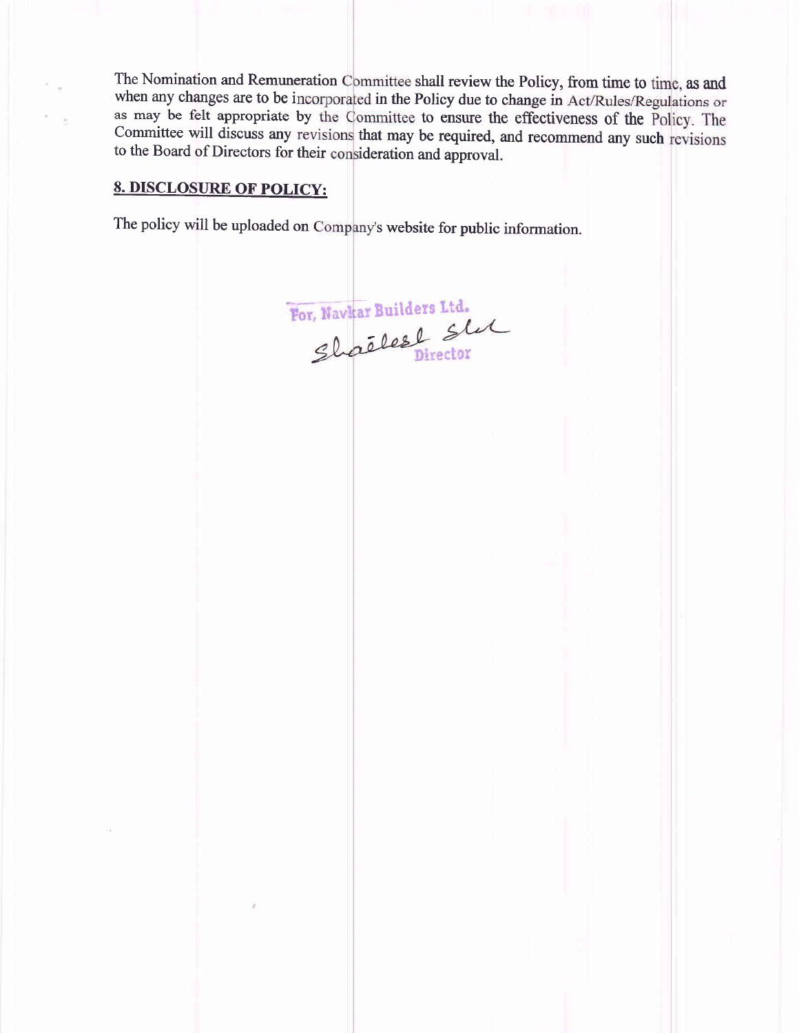The Nomination and Remuneration Committee shall review the Policy, from time to time, as and when any changes are to be incorporated in the Policy due to change in Act/Rules/Regulations or as may be felt appropriate by the Committee to ensure the effectiveness of the Policy. The Committee will discuss any revisions that may be required, and recommend any such revisions to the Board of Directors for their consideration and approval.

## 8. DISCLOSURE OF POLICY:

The policy will be uploaded on Company's website for public information.

For, Navkar Builders Ltd.

Director